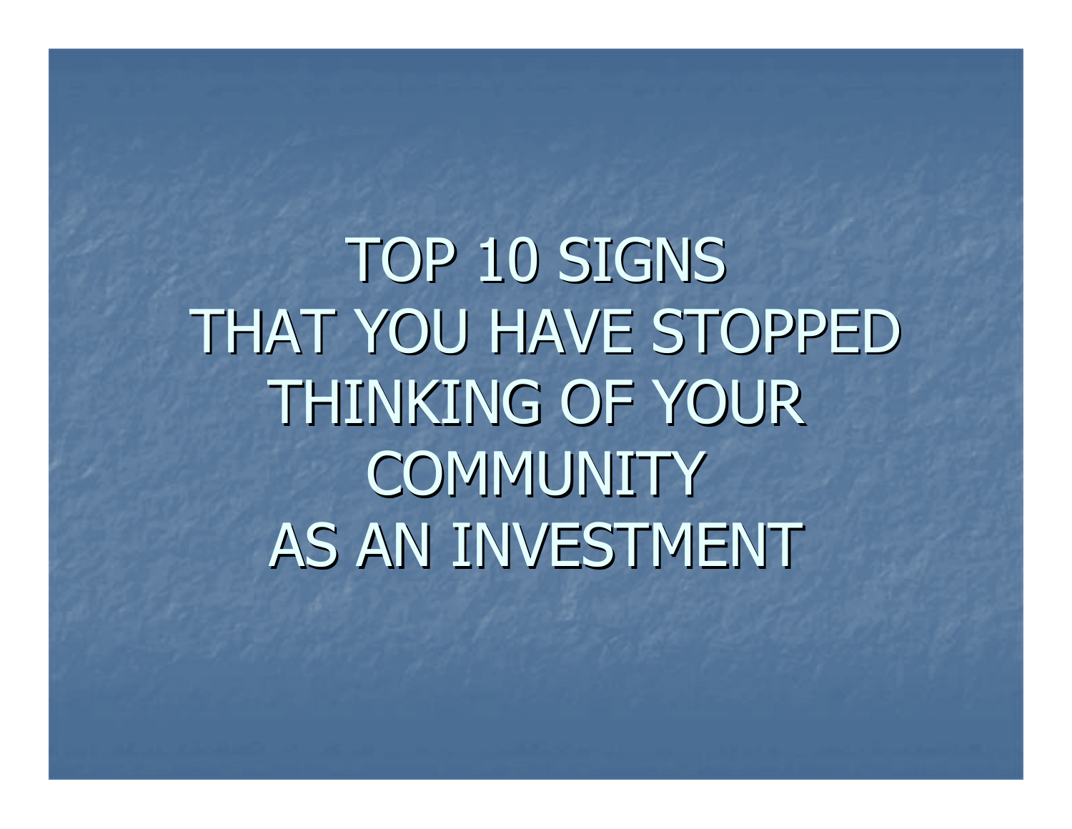# TOP 10 SIGNS THAT YOU HAVE STOPPED THINKING OF YOUR COMMUNITY AS AN INVESTMENT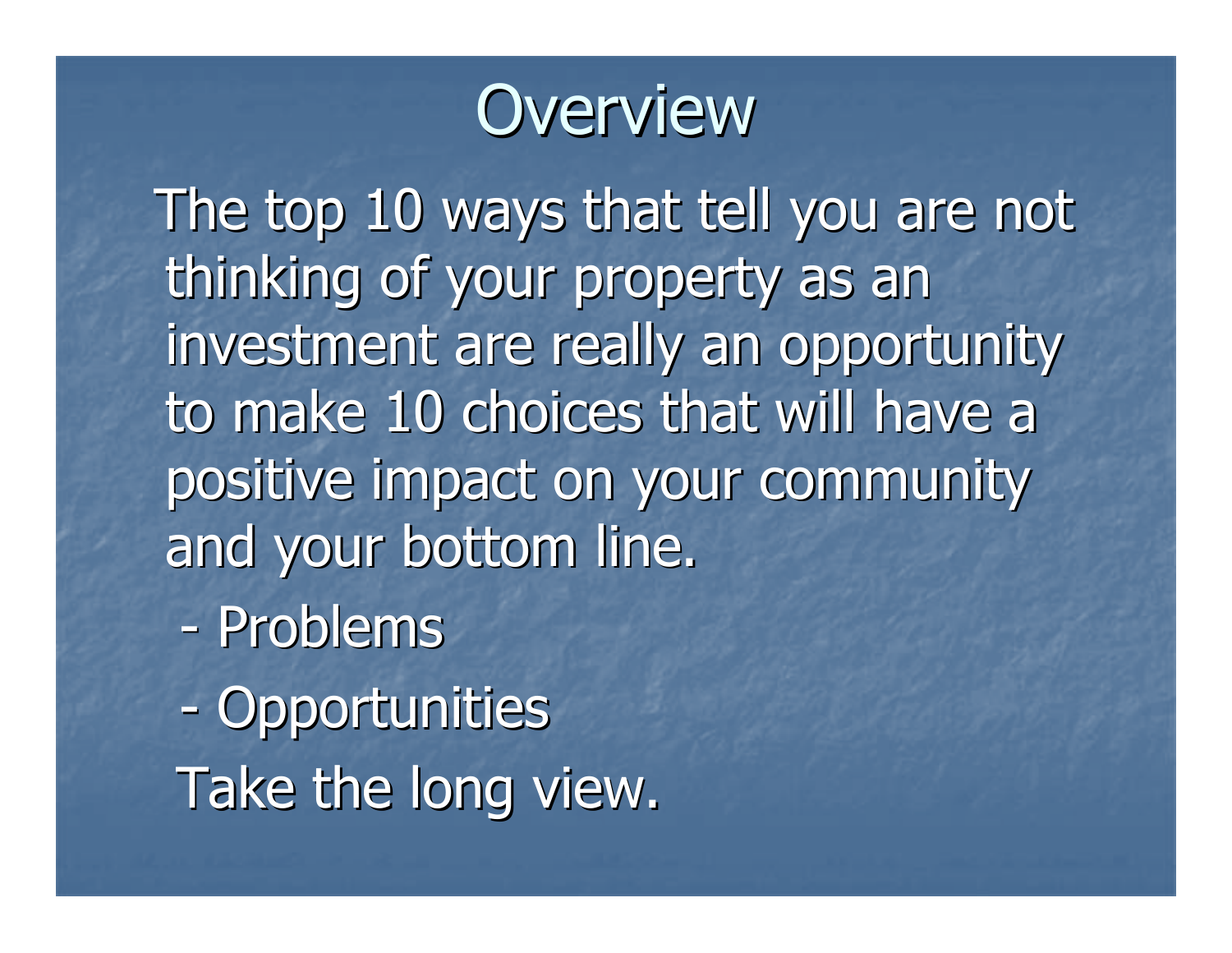# Overview

The top 10 ways that tell you are not thinking of your property as an investment are really an opportunity to make 10 choices that will have a positive impact on your community and your bottom line.

- Problems
- Opportunities

Take the long view.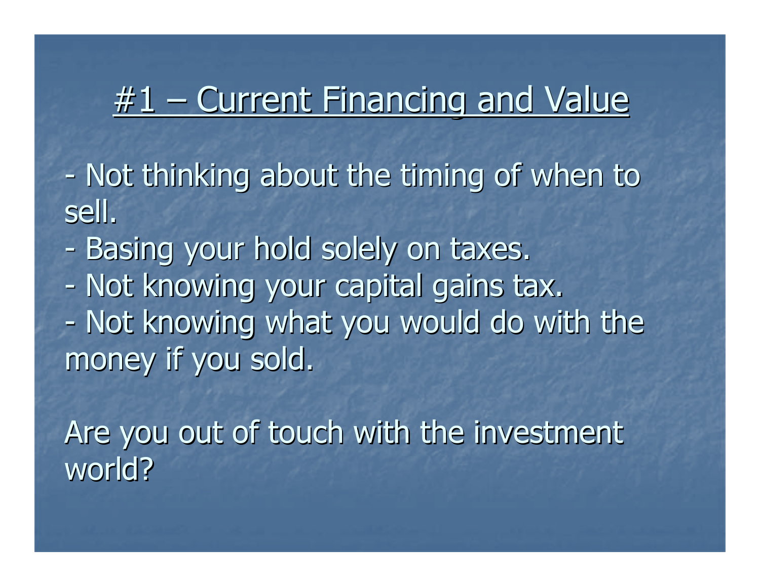# #1 – Current Financing and Value

- Not thinking about the timing of when to sell.
- Basing your hold solely on taxes.
- Not knowing your capital gains tax.
- Not knowing what you would do with the money if you sold.

Are you out of touch with the investment world?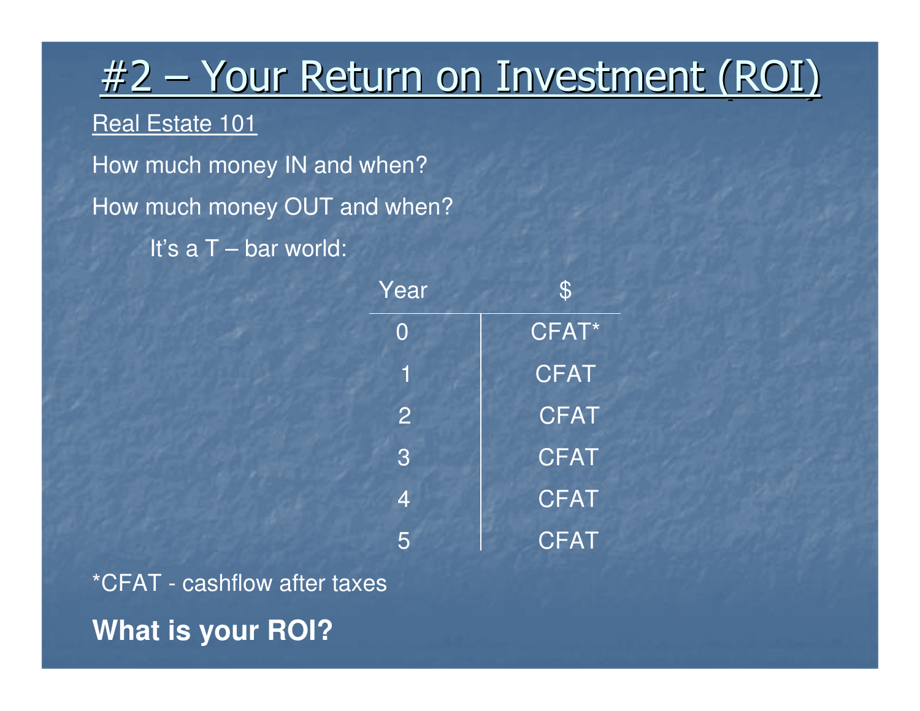# #2 – Your Return on Investment (ROI)

Real Estate 101

How much money IN and when?

How much money OUT and when?

It's a T – bar world:

| Year | $ |
|---|---|
| 0 | CFAT* |
| 1 | CFAT |
| 2 | CFAT |
| 3 | CFAT |
| 4 | CFAT |
| 5 | CFAT |

*CFAT - cashflow after taxes

**What is your ROI?**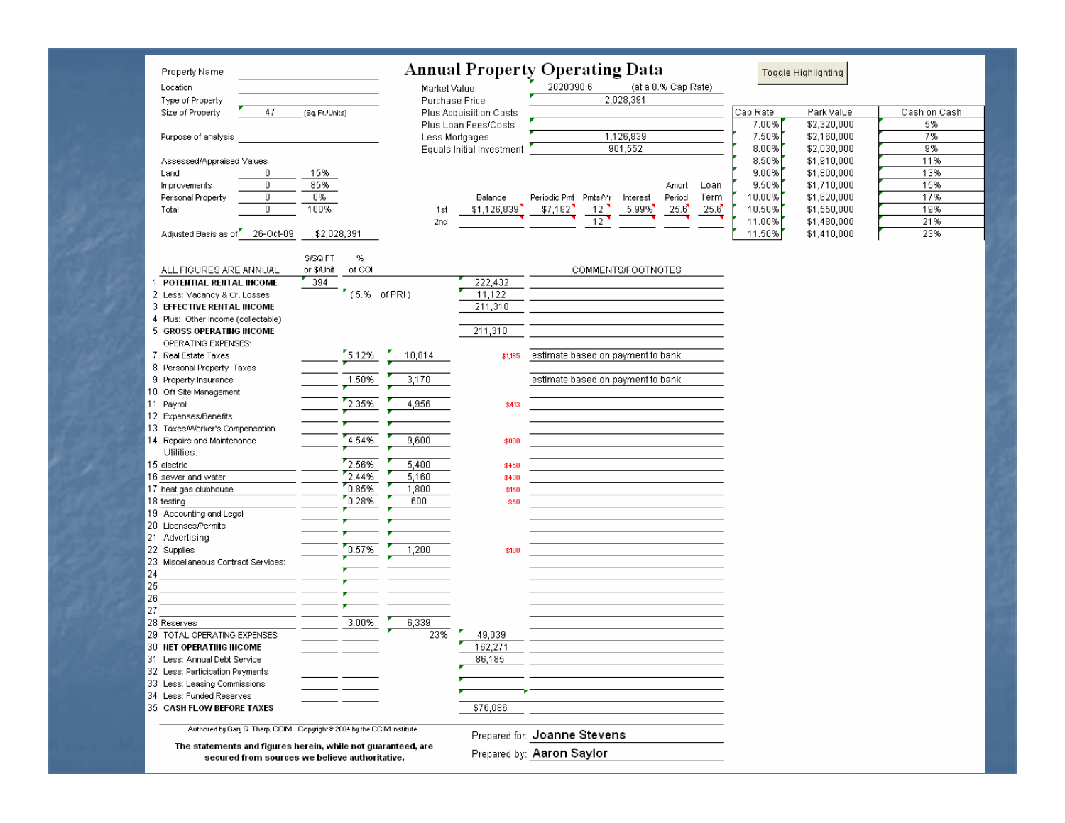# Annual Property Operating Data

Toggle Highlighting

| | |
|---|---|
| Property Name | |
| Location | |
| Type of Property | |
| Size of Property | 47 (Sq.Ft./Units) |
| Purpose of analysis | |

| | | |
|---|---|---|
| Market Value | 2028390.6 | (at a 8.% Cap Rate) |
| Purchase Price | 2,028,391 | |
| Plus Acquisition Costs | | |
| Plus Loan Fees/Costs | | |
| Less Mortgages | 1,126,839 | |
| Equals Initial Investment | 901,552 | |

| Cap Rate | Park Value | Cash on Cash |
|---|---|---|
| 7.00% | $2,320,000 | 5% |
| 7.50% | $2,160,000 | 7% |
| 8.00% | $2,030,000 | 9% |
| 8.50% | $1,910,000 | 11% |
| 9.00% | $1,800,000 | 13% |
| 9.50% | $1,710,000 | 15% |
| 10.00% | $1,620,000 | 17% |
| 10.50% | $1,550,000 | 19% |
| 11.00% | $1,480,000 | 21% |
| 11.50% | $1,410,000 | 23% |

| Assessed/Appraised Values | | |
|---|---|---|
| Land | 0 | 15% |
| Improvements | 0 | 85% |
| Personal Property | 0 | 0% |
| Total | 0 | 100% |
| Adjusted Basis as of 26-Oct-09 | $2,028,391 | |

| | Balance | Periodic Pmt | Pmts/Yr | Interest | Amort Period | Loan Term |
|---|---|---|---|---|---|---|
| 1st | $1,126,839 | $7,182 | 12 | 5.99% | 25.6 | 25.6 |
| 2nd | | | 12 | | | |

| | ALL FIGURES ARE ANNUAL | $/SQ FT or $/Unit | % of GOI | | | | COMMENTS/FOOTNOTES |
|---|---|---|---|---|---|---|---|
| 1 | **POTENTIAL RENTAL INCOME** | 394 | | | 222,432 | | |
| 2 | Less: Vacancy & Cr. Losses | | (5.% of PRI) | | 11,122 | | |
| 3 | **EFFECTIVE RENTAL INCOME** | | | | 211,310 | | |
| 4 | Plus: Other Income (collectable) | | | | | | |
| 5 | **GROSS OPERATING INCOME** | | | | 211,310 | | |
| | OPERATING EXPENSES: | | | | | | |
| 7 | Real Estate Taxes | | 5.12% | 10,814 | | $1,165 | estimate based on payment to bank |
| 8 | Personal Property Taxes | | | | | | |
| 9 | Property Insurance | | 1.50% | 3,170 | | | estimate based on payment to bank |
| 10 | Off Site Management | | | | | | |
| 11 | Payroll | | 2.35% | 4,956 | | $413 | |
| 12 | Expenses/Benefits | | | | | | |
| 13 | Taxes/Worker's Compensation | | | | | | |
| 14 | Repairs and Maintenance | | 4.54% | 9,600 | | $800 | |
| | Utilities: | | | | | | |
| 15 | electric | | 2.56% | 5,400 | | $450 | |
| 16 | sewer and water | | 2.44% | 5,160 | | $430 | |
| 17 | heat gas clubhouse | | 0.85% | 1,800 | | $150 | |
| 18 | testing | | 0.28% | 600 | | $50 | |
| 19 | Accounting and Legal | | | | | | |
| 20 | Licenses/Permits | | | | | | |
| 21 | Advertising | | | | | | |
| 22 | Supplies | | 0.57% | 1,200 | | $100 | |
| 23 | Miscellaneous Contract Services: | | | | | | |
| 24 | | | | | | | |
| 25 | | | | | | | |
| 26 | | | | | | | |
| 27 | | | | | | | |
| 28 | Reserves | | 3.00% | 6,339 | | | |
| 29 | TOTAL OPERATING EXPENSES | | | 23% | 49,039 | | |
| 30 | **NET OPERATING INCOME** | | | | 162,271 | | |
| 31 | Less: Annual Debt Service | | | | 86,185 | | |
| 32 | Less: Participation Payments | | | | | | |
| 33 | Less: Leasing Commissions | | | | | | |
| 34 | Less: Funded Reserves | | | | | | |
| 35 | **CASH FLOW BEFORE TAXES** | | | | $76,086 | | |

Authored by Gary G. Tharp, CCIM Copyright® 2004 by the CCIM Institute

**The statements and figures herein, while not guaranteed, are secured from sources we believe authoritative.**

Prepared for: **Joanne Stevens**

Prepared by: **Aaron Saylor**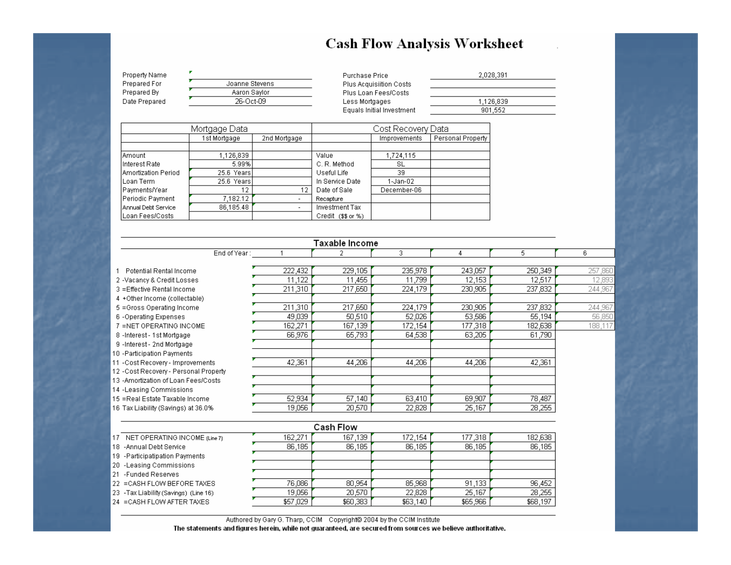# Cash Flow Analysis Worksheet

| | |
|---|---|
| Property Name | |
| Prepared For | Joanne Stevens |
| Prepared By | Aaron Saylor |
| Date Prepared | 26-Oct-09 |

| | |
|---|---|
| Purchase Price | 2,028,391 |
| Plus Acquisition Costs | |
| Plus Loan Fees/Costs | |
| Less Mortgages | 1,126,839 |
| Equals Initial Investment | 901,552 |

| Mortgage Data | | | Cost Recovery Data | | |
|---|---|---|---|---|---|
| | 1st Mortgage | 2nd Mortgage | | Improvements | Personal Property |
| Amount | 1,126,839 | | Value | 1,724,115 | |
| Interest Rate | 5.99% | | C. R. Method | SL | |
| Amortization Period | 25.6 Years | | Useful Life | 39 | |
| Loan Term | 25.6 Years | | In Service Date | 1-Jan-02 | |
| Payments/Year | 12 | 12 | Date of Sale | December-06 | |
| Periodic Payment | 7,182.12 | - | Recapture | | |
| Annual Debt Service | 86,185.48 | - | Investment Tax Credit ($$ or %) | | |
| Loan Fees/Costs | | | | | |

## Taxable Income

| | End of Year: | 1 | 2 | 3 | 4 | 5 | 6 |
|---|---|---|---|---|---|---|---|
| 1 | Potential Rental Income | 222,432 | 229,105 | 235,978 | 243,057 | 250,349 | 257,860 |
| 2 | -Vacancy & Credit Losses | 11,122 | 11,455 | 11,799 | 12,153 | 12,517 | 12,893 |
| 3 | =Effective Rental Income | 211,310 | 217,650 | 224,179 | 230,905 | 237,832 | 244,967 |
| 4 | +Other Income (collectable) | | | | | | |
| 5 | =Gross Operating Income | 211,310 | 217,650 | 224,179 | 230,905 | 237,832 | 244,967 |
| 6 | -Operating Expenses | 49,039 | 50,510 | 52,026 | 53,586 | 55,194 | 56,850 |
| 7 | =NET OPERATING INCOME | 162,271 | 167,139 | 172,154 | 177,318 | 182,638 | 188,117 |
| 8 | -Interest - 1st Mortgage | 66,976 | 65,793 | 64,538 | 63,205 | 61,790 | |
| 9 | -Interest - 2nd Mortgage | | | | | | |
| 10 | -Participation Payments | | | | | | |
| 11 | -Cost Recovery - Improvements | 42,361 | 44,206 | 44,206 | 44,206 | 42,361 | |
| 12 | -Cost Recovery - Personal Property | | | | | | |
| 13 | -Amortization of Loan Fees/Costs | | | | | | |
| 14 | -Leasing Commissions | | | | | | |
| 15 | =Real Estate Taxable Income | 52,934 | 57,140 | 63,410 | 69,907 | 78,487 | |
| 16 | Tax Liability (Savings) at 36.0% | 19,056 | 20,570 | 22,828 | 25,167 | 28,255 | |

## Cash Flow

| | | 1 | 2 | 3 | 4 | 5 |
|---|---|---|---|---|---|---|
| 17 | NET OPERATING INCOME (Line 7) | 162,271 | 167,139 | 172,154 | 177,318 | 182,638 |
| 18 | -Annual Debt Service | 86,185 | 86,185 | 86,185 | 86,185 | 86,185 |
| 19 | -Participatipation Payments | | | | | |
| 20 | -Leasing Commissions | | | | | |
| 21 | -Funded Reserves | | | | | |
| 22 | =CASH FLOW BEFORE TAXES | 76,086 | 80,954 | 85,968 | 91,133 | 96,452 |
| 23 | -Tax Liability (Savings) (Line 16) | 19,056 | 20,570 | 22,828 | 25,167 | 28,255 |
| 24 | =CASH FLOW AFTER TAXES | $57,029 | $60,383 | $63,140 | $65,966 | $68,197 |

Authored by Gary G. Tharp, CCIM Copyright© 2004 by the CCIM Institute

**The statements and figures herein, while not guaranteed, are secured from sources we believe authoritative.**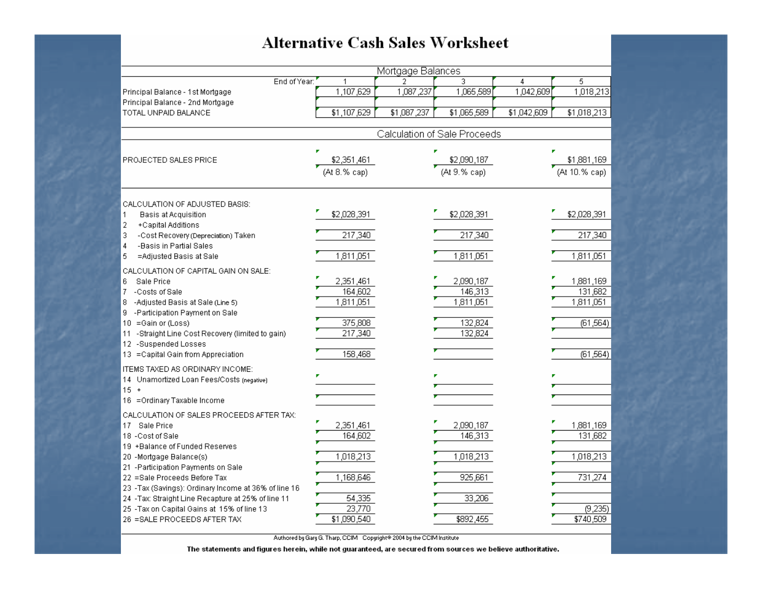# Alternative Cash Sales Worksheet

| Mortgage Balances | | | | | |
|---|---|---|---|---|---|
| End of Year: | 1 | 2 | 3 | 4 | 5 |
| Principal Balance - 1st Mortgage | 1,107,629 | 1,087,237 | 1,065,589 | 1,042,609 | 1,018,213 |
| Principal Balance - 2nd Mortgage | | | | | |
| TOTAL UNPAID BALANCE | $1,107,629 | $1,087,237 | $1,065,589 | $1,042,609 | $1,018,213 |

| Calculation of Sale Proceeds | | | |
|---|---|---|---|
| PROJECTED SALES PRICE | $2,351,461 (At 8.% cap) | $2,090,187 (At 9.% cap) | $1,881,169 (At 10.% cap) |
| **CALCULATION OF ADJUSTED BASIS:** | | | |
| 1 Basis at Acquisition | $2,028,391 | $2,028,391 | $2,028,391 |
| 2 +Capital Additions | | | |
| 3 -Cost Recovery (Depreciation) Taken | 217,340 | 217,340 | 217,340 |
| 4 -Basis in Partial Sales | | | |
| 5 =Adjusted Basis at Sale | 1,811,051 | 1,811,051 | 1,811,051 |
| **CALCULATION OF CAPITAL GAIN ON SALE:** | | | |
| 6 Sale Price | 2,351,461 | 2,090,187 | 1,881,169 |
| 7 -Costs of Sale | 164,602 | 146,313 | 131,682 |
| 8 -Adjusted Basis at Sale (Line 5) | 1,811,051 | 1,811,051 | 1,811,051 |
| 9 -Participation Payment on Sale | | | |
| 10 =Gain or (Loss) | 375,808 | 132,824 | (61,564) |
| 11 -Straight Line Cost Recovery (limited to gain) | 217,340 | 132,824 | |
| 12 -Suspended Losses | | | |
| 13 =Capital Gain from Appreciation | 158,468 | | (61,564) |
| **ITEMS TAXED AS ORDINARY INCOME:** | | | |
| 14 Unamortized Loan Fees/Costs (negative) | | | |
| 15 + | | | |
| 16 =Ordinary Taxable Income | | | |
| **CALCULATION OF SALES PROCEEDS AFTER TAX:** | | | |
| 17 Sale Price | 2,351,461 | 2,090,187 | 1,881,169 |
| 18 -Cost of Sale | 164,602 | 146,313 | 131,682 |
| 19 +Balance of Funded Reserves | | | |
| 20 -Mortgage Balance(s) | 1,018,213 | 1,018,213 | 1,018,213 |
| 21 -Participation Payments on Sale | | | |
| 22 =Sale Proceeds Before Tax | 1,168,646 | 925,661 | 731,274 |
| 23 -Tax (Savings): Ordinary Income at 36% of line 16 | | | |
| 24 -Tax: Straight Line Recapture at 25% of line 11 | 54,335 | 33,206 | |
| 25 -Tax on Capital Gains at 15% of line 13 | 23,770 | | (9,235) |
| 26 =SALE PROCEEDS AFTER TAX | $1,090,540 | $892,455 | $740,509 |

Authored by Gary G. Tharp, CCIM Copyright© 2004 by the CCIM Institute

**The statements and figures herein, while not guaranteed, are secured from sources we believe authoritative.**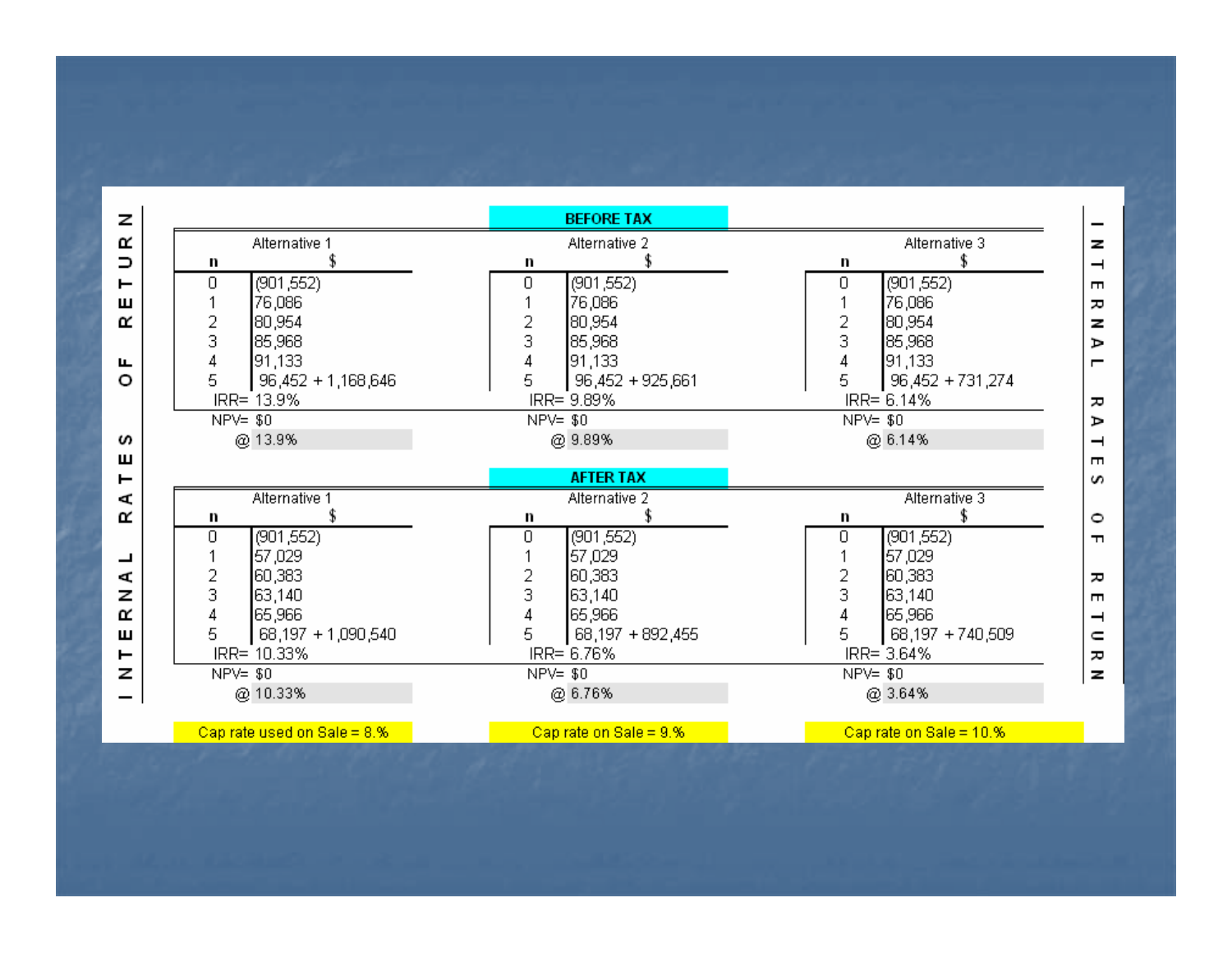# INTERNAL RATES OF RETURN

## BEFORE TAX

| n | Alternative 1 $ | n | Alternative 2 $ | n | Alternative 3 $ |
|---|---|---|---|---|---|
| 0 | (901,552) | 0 | (901,552) | 0 | (901,552) |
| 1 | 76,086 | 1 | 76,086 | 1 | 76,086 |
| 2 | 80,954 | 2 | 80,954 | 2 | 80,954 |
| 3 | 85,968 | 3 | 85,968 | 3 | 85,968 |
| 4 | 91,133 | 4 | 91,133 | 4 | 91,133 |
| 5 | 96,452 + 1,168,646 | 5 | 96,452 + 925,661 | 5 | 96,452 + 731,274 |
| IRR= | 13.9% | IRR= | 9.89% | IRR= | 6.14% |
| NPV= | $0 | NPV= | $0 | NPV= | $0 |
| @ | 13.9% | @ | 9.89% | @ | 6.14% |

## AFTER TAX

| n | Alternative 1 $ | n | Alternative 2 $ | n | Alternative 3 $ |
|---|---|---|---|---|---|
| 0 | (901,552) | 0 | (901,552) | 0 | (901,552) |
| 1 | 57,029 | 1 | 57,029 | 1 | 57,029 |
| 2 | 60,383 | 2 | 60,383 | 2 | 60,383 |
| 3 | 63,140 | 3 | 63,140 | 3 | 63,140 |
| 4 | 65,966 | 4 | 65,966 | 4 | 65,966 |
| 5 | 68,197 + 1,090,540 | 5 | 68,197 + 892,455 | 5 | 68,197 + 740,509 |
| IRR= | 10.33% | IRR= | 6.76% | IRR= | 3.64% |
| NPV= | $0 | NPV= | $0 | NPV= | $0 |
| @ | 10.33% | @ | 6.76% | @ | 3.64% |

| Cap rate used on Sale = 8.% | Cap rate on Sale = 9.% | Cap rate on Sale = 10.% |
|---|---|---|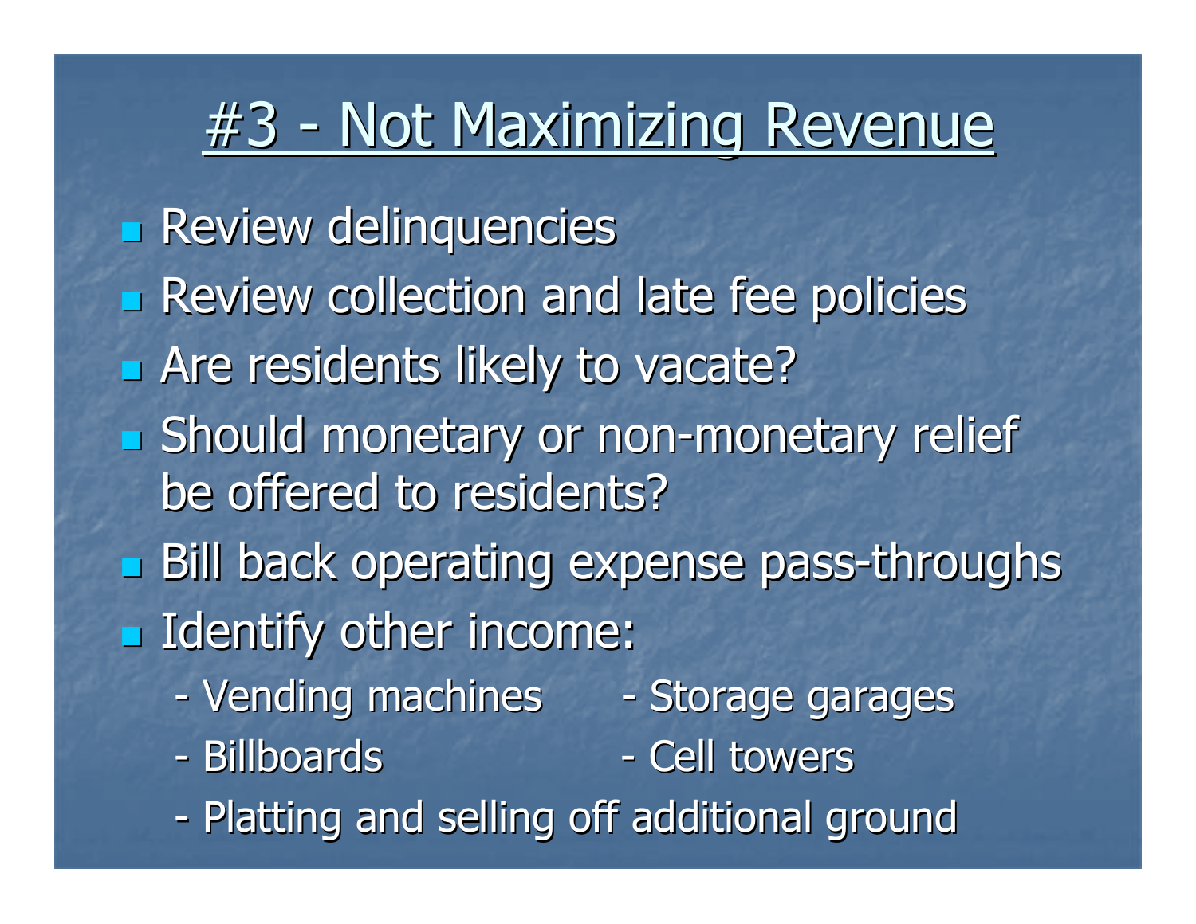# #3 - Not Maximizing Revenue

- Review delinquencies
- Review collection and late fee policies
- Are residents likely to vacate?
- Should monetary or non-monetary relief be offered to residents?
- Bill back operating expense pass-throughs
- Identify other income:
  - Vending machines
  - Storage garages
  - Billboards
  - Cell towers
  - Platting and selling off additional ground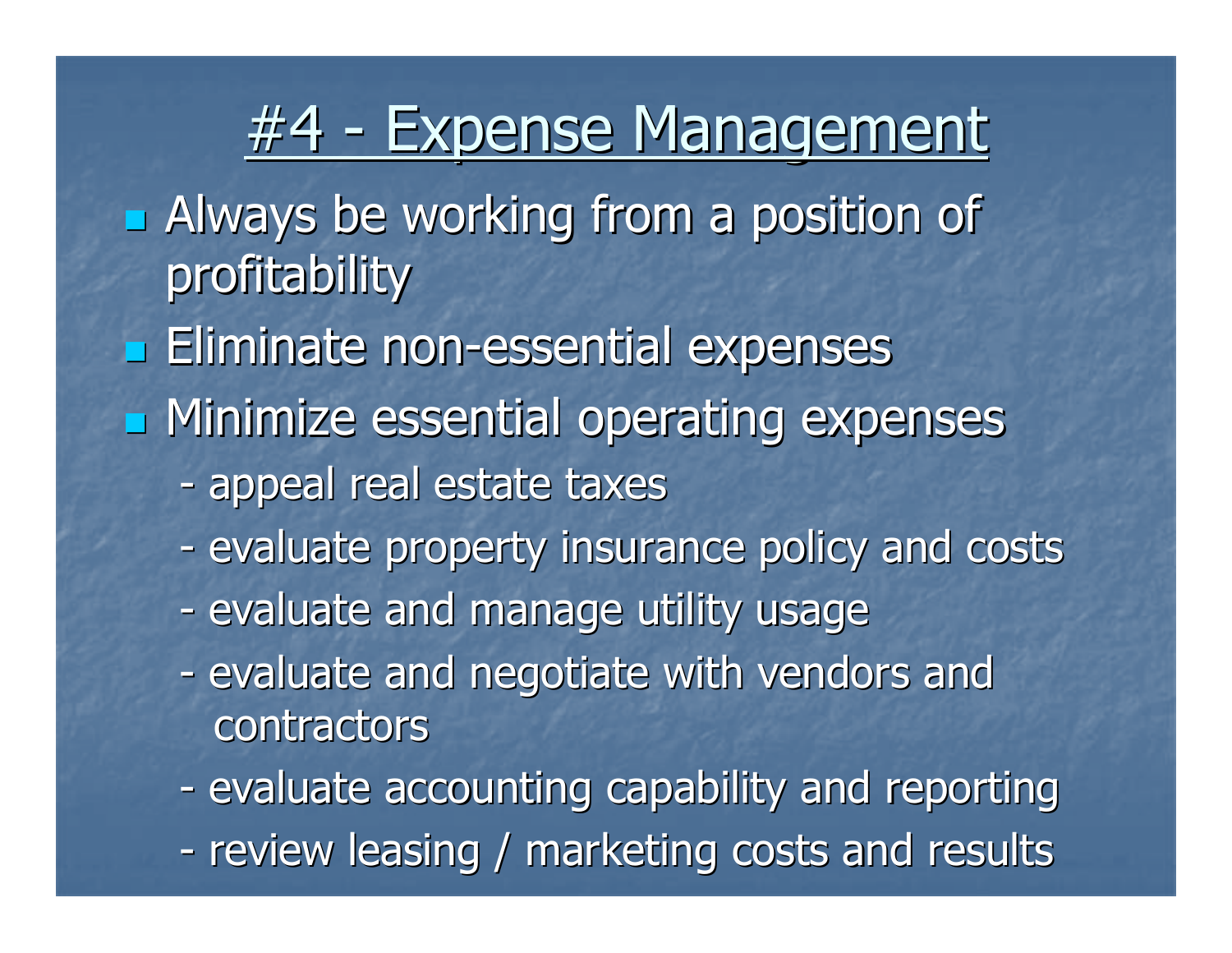# #4 - Expense Management

- Always be working from a position of profitability
- Eliminate non-essential expenses
- Minimize essential operating expenses
  - appeal real estate taxes
  - evaluate property insurance policy and costs
  - evaluate and manage utility usage
  - evaluate and negotiate with vendors and contractors
  - evaluate accounting capability and reporting
  - review leasing / marketing costs and results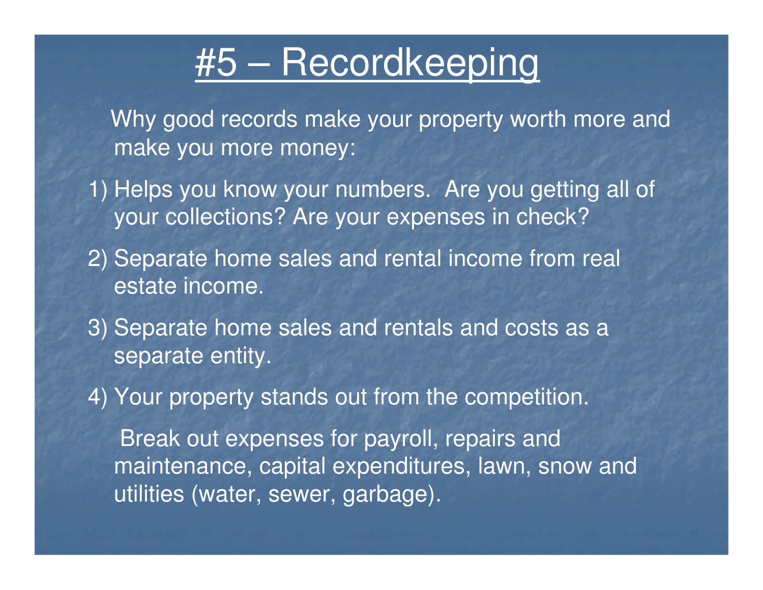# #5 – Recordkeeping

Why good records make your property worth more and make you more money:

1) Helps you know your numbers. Are you getting all of your collections? Are your expenses in check?
2) Separate home sales and rental income from real estate income.
3) Separate home sales and rentals and costs as a separate entity.
4) Your property stands out from the competition.

Break out expenses for payroll, repairs and maintenance, capital expenditures, lawn, snow and utilities (water, sewer, garbage).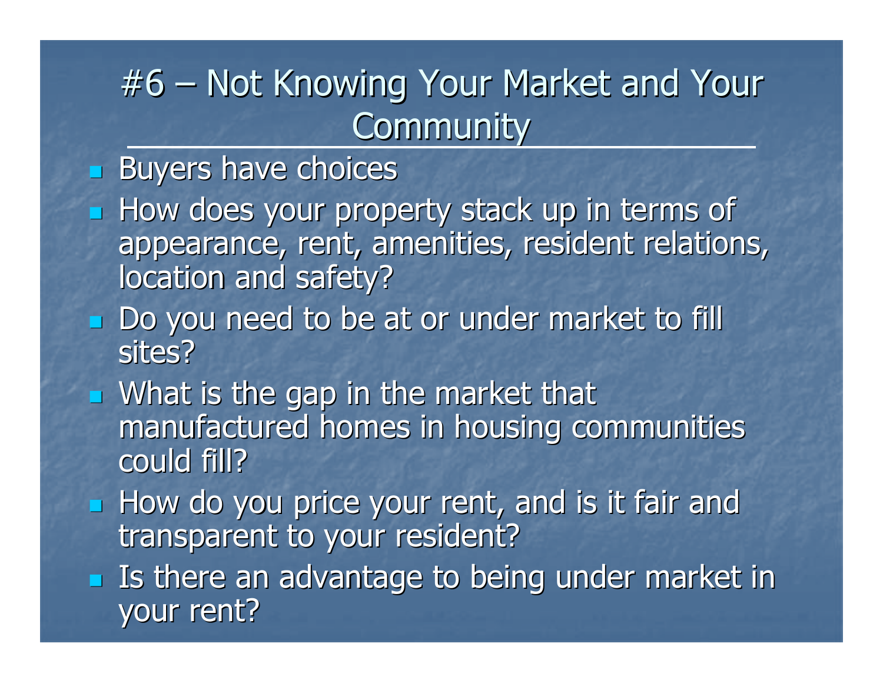# #6 – Not Knowing Your Market and Your Community

- Buyers have choices
- How does your property stack up in terms of appearance, rent, amenities, resident relations, location and safety?
- Do you need to be at or under market to fill sites?
- What is the gap in the market that manufactured homes in housing communities could fill?
- How do you price your rent, and is it fair and transparent to your resident?
- Is there an advantage to being under market in your rent?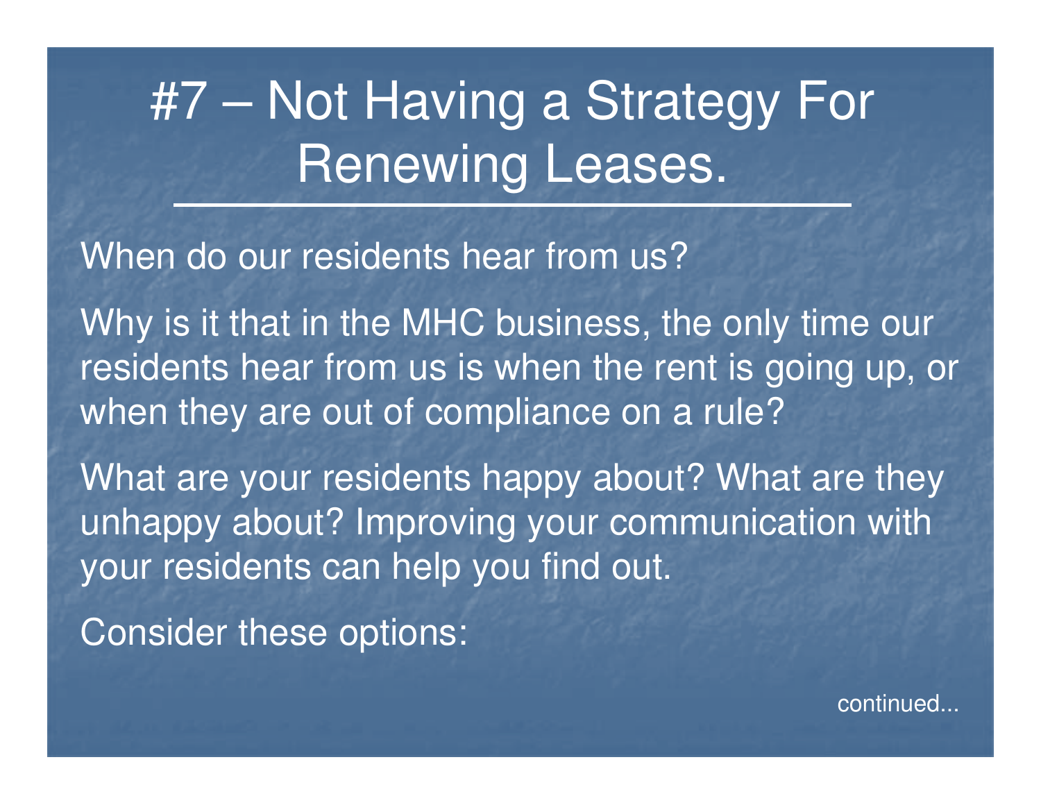# #7 – Not Having a Strategy For Renewing Leases.

When do our residents hear from us?

Why is it that in the MHC business, the only time our residents hear from us is when the rent is going up, or when they are out of compliance on a rule?

What are your residents happy about? What are they unhappy about? Improving your communication with your residents can help you find out.

Consider these options:

continued...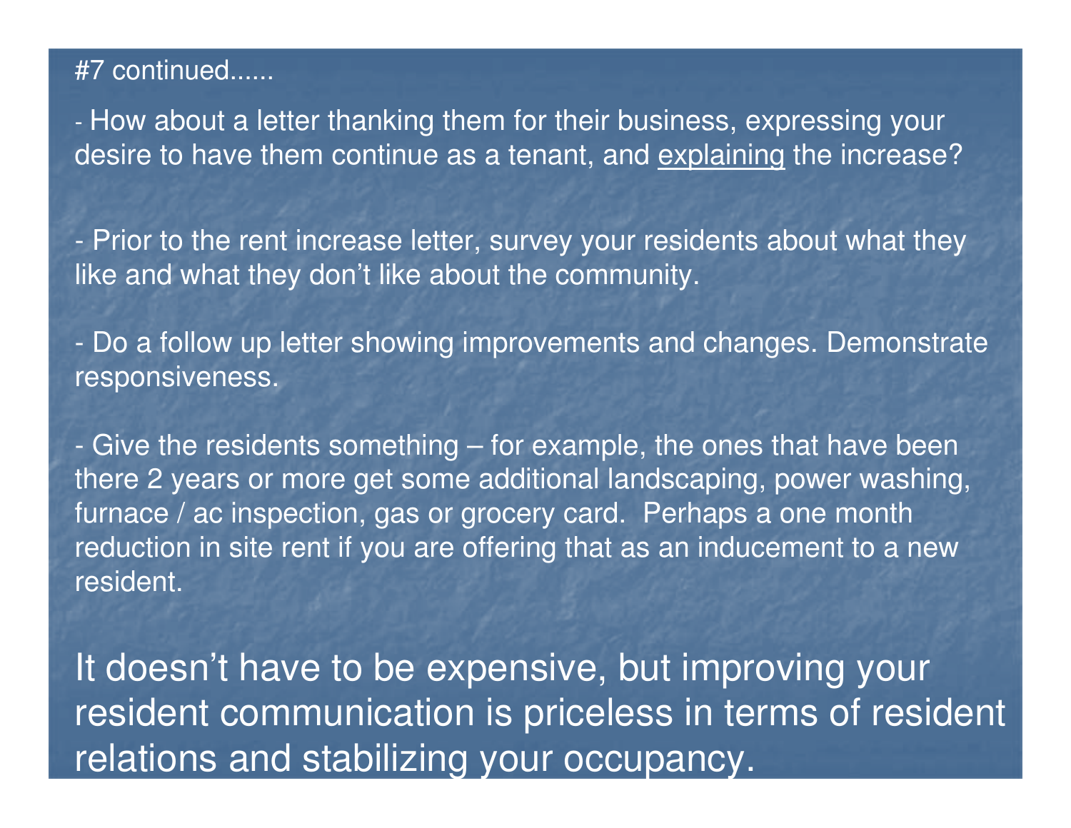#7 continued......

- How about a letter thanking them for their business, expressing your desire to have them continue as a tenant, and <u>explaining</u> the increase?

- Prior to the rent increase letter, survey your residents about what they like and what they don't like about the community.

- Do a follow up letter showing improvements and changes. Demonstrate responsiveness.

- Give the residents something – for example, the ones that have been there 2 years or more get some additional landscaping, power washing, furnace / ac inspection, gas or grocery card. Perhaps a one month reduction in site rent if you are offering that as an inducement to a new resident.

It doesn't have to be expensive, but improving your resident communication is priceless in terms of resident relations and stabilizing your occupancy.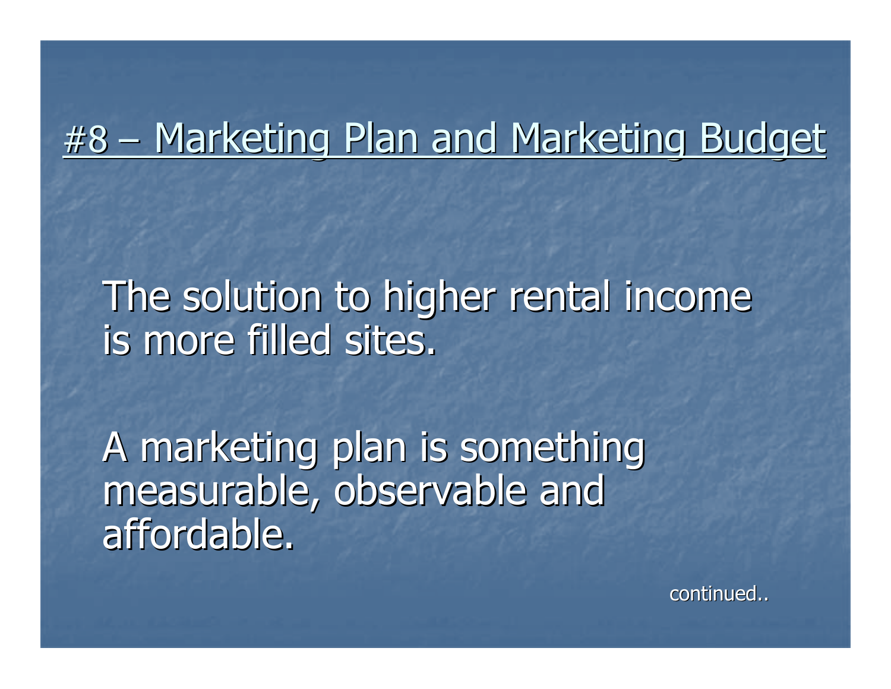# #8 – Marketing Plan and Marketing Budget

The solution to higher rental income is more filled sites.

A marketing plan is something measurable, observable and affordable.

continued..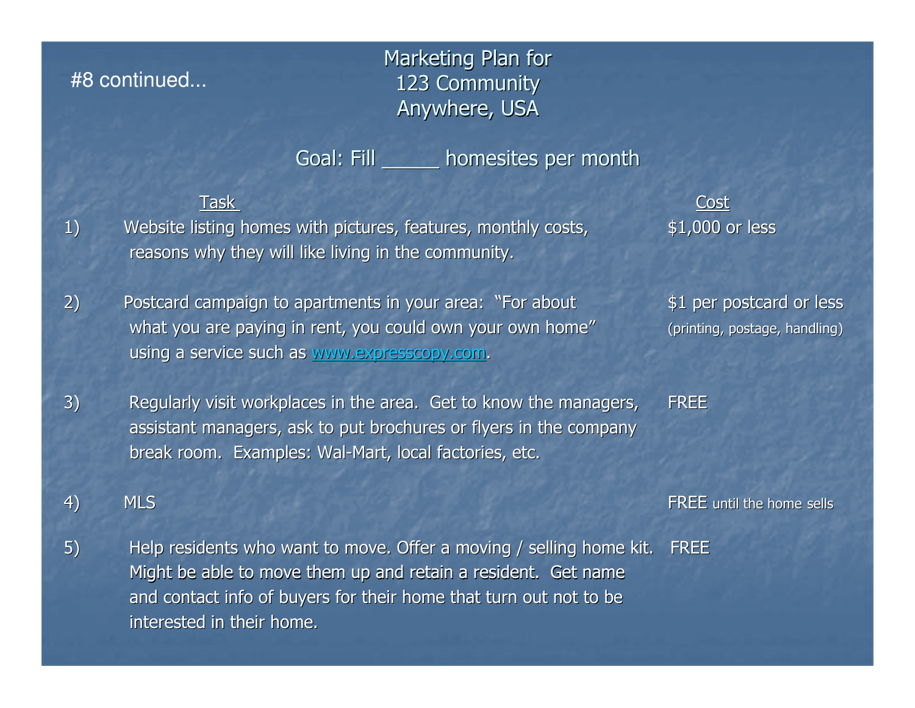#8 continued…

# Marketing Plan for 123 Community Anywhere, USA

## Goal: Fill _____ homesites per month

| | Task | Cost |
|---|---|---|
| 1) | Website listing homes with pictures, features, monthly costs, reasons why they will like living in the community. | $1,000 or less |
| 2) | Postcard campaign to apartments in your area: "For about what you are paying in rent, you could own your own home" using a service such as [www.expresscopy.com](http://www.expresscopy.com). | $1 per postcard or less (printing, postage, handling) |
| 3) | Regularly visit workplaces in the area. Get to know the managers, assistant managers, ask to put brochures or flyers in the company break room. Examples: Wal-Mart, local factories, etc. | FREE |
| 4) | MLS | FREE until the home sells |
| 5) | Help residents who want to move. Offer a moving / selling home kit. Might be able to move them up and retain a resident. Get name and contact info of buyers for their home that turn out not to be interested in their home. | FREE |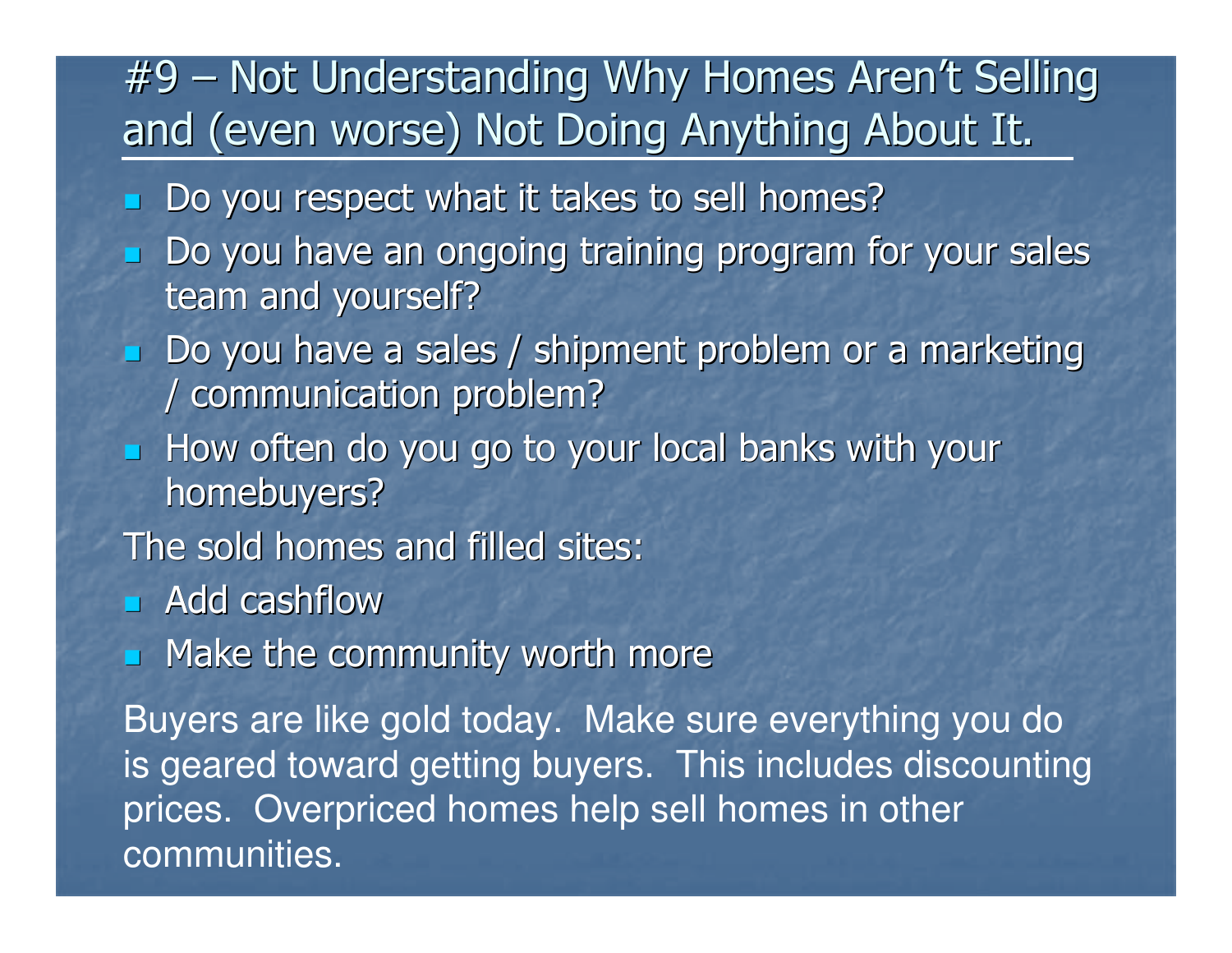# #9 – Not Understanding Why Homes Aren't Selling and (even worse) Not Doing Anything About It.

- Do you respect what it takes to sell homes?
- Do you have an ongoing training program for your sales team and yourself?
- Do you have a sales / shipment problem or a marketing / communication problem?
- How often do you go to your local banks with your homebuyers?

The sold homes and filled sites:

- Add cashflow
- Make the community worth more

Buyers are like gold today. Make sure everything you do is geared toward getting buyers. This includes discounting prices. Overpriced homes help sell homes in other communities.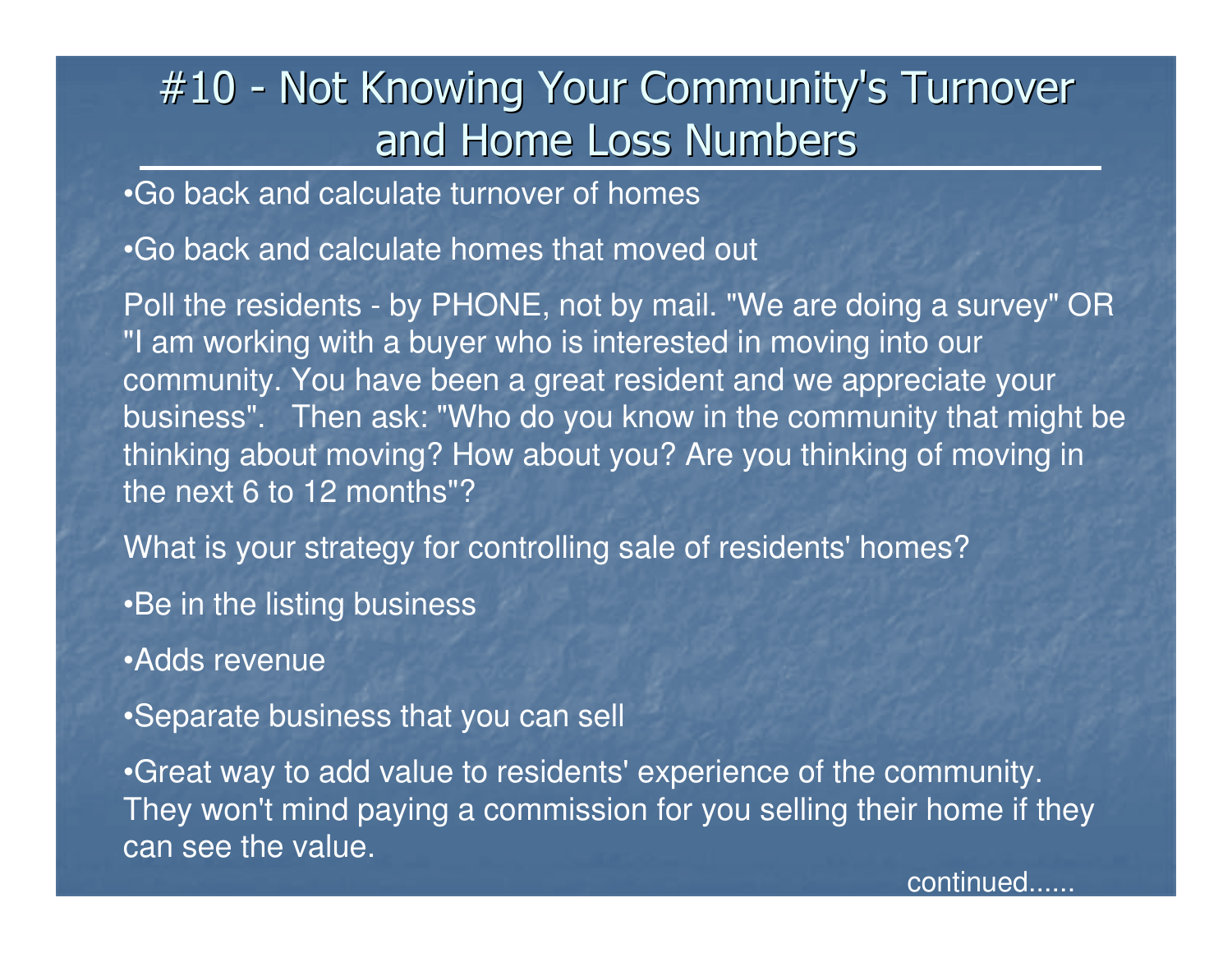# #10 - Not Knowing Your Community's Turnover and Home Loss Numbers

- Go back and calculate turnover of homes
- Go back and calculate homes that moved out

Poll the residents - by PHONE, not by mail. "We are doing a survey" OR "I am working with a buyer who is interested in moving into our community. You have been a great resident and we appreciate your business". Then ask: "Who do you know in the community that might be thinking about moving? How about you? Are you thinking of moving in the next 6 to 12 months"?

What is your strategy for controlling sale of residents' homes?

- Be in the listing business
- Adds revenue
- Separate business that you can sell
- Great way to add value to residents' experience of the community. They won't mind paying a commission for you selling their home if they can see the value.

continued......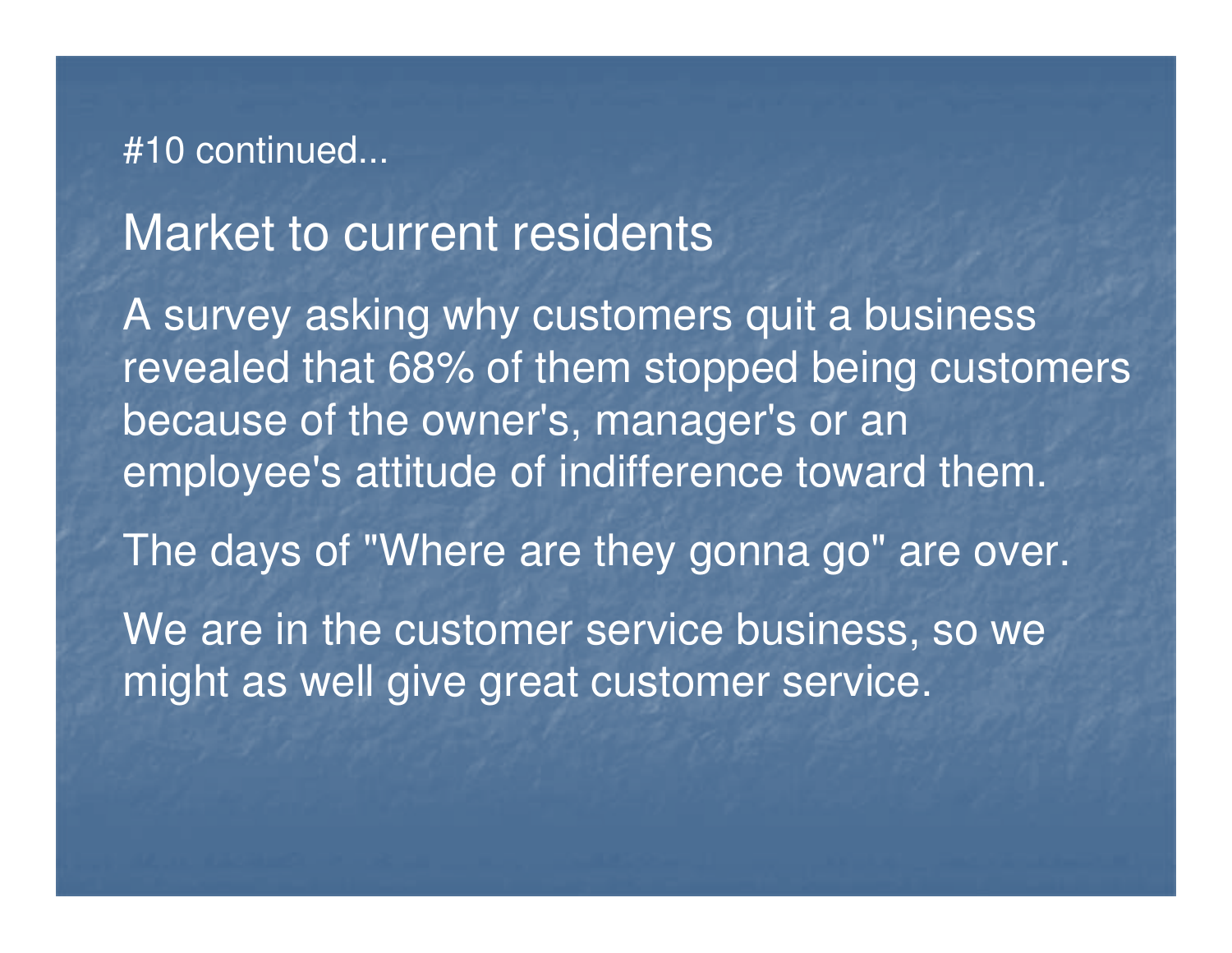#10 continued...

## Market to current residents

A survey asking why customers quit a business revealed that 68% of them stopped being customers because of the owner's, manager's or an employee's attitude of indifference toward them.

The days of "Where are they gonna go" are over.

We are in the customer service business, so we might as well give great customer service.